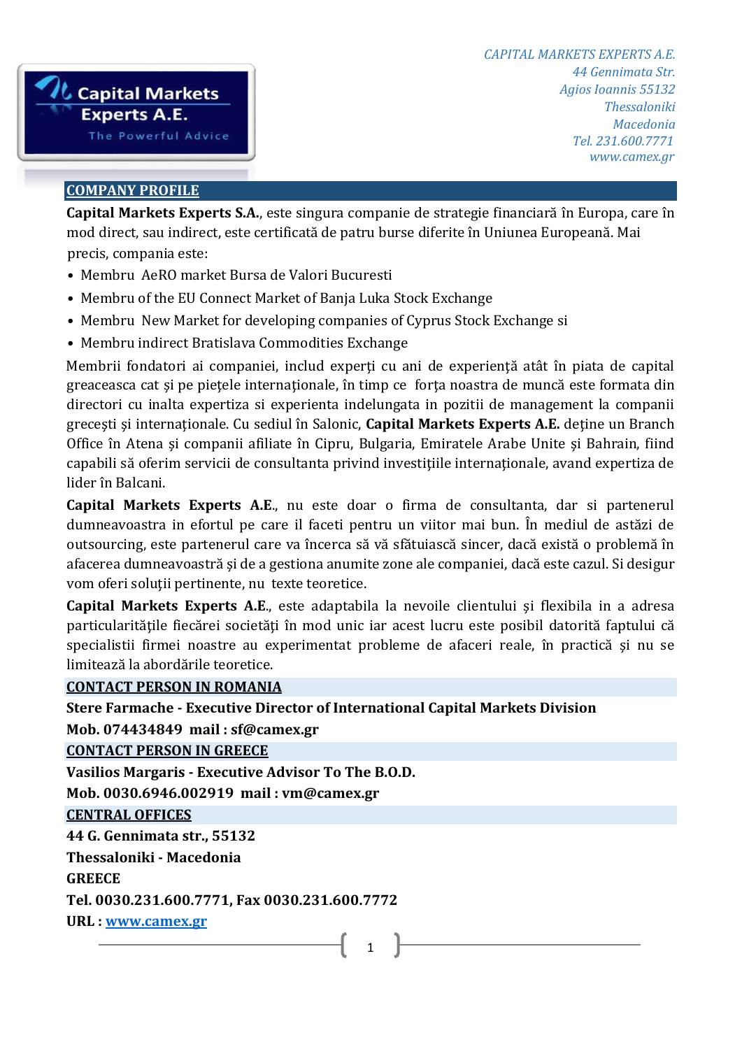*CAPITAL MARKETS EXPERTS A.E.*
*44 Gennimata Str.*
*Agios Ioannis 55132*
*Thessaloniki*
*Macedonia*
*Tel. 231.600.7771*
*www.camex.gr*

Capital Markets Experts A.E.
The Powerful Advice

## COMPANY PROFILE

**Capital Markets Experts S.A.**, este singura companie de strategie financiară în Europa, care în mod direct, sau indirect, este certificată de patru burse diferite în Uniunea Europeană. Mai precis, compania este:

- Membru AeRO market Bursa de Valori Bucuresti
- Membru of the EU Connect Market of Banja Luka Stock Exchange
- Membru New Market for developing companies of Cyprus Stock Exchange si
- Membru indirect Bratislava Commodities Exchange

Membrii fondatori ai companiei, includ experţi cu ani de experienţă atât în piata de capital greaceasca cat şi pe pieţele internaţionale, în timp ce forţa noastra de muncă este formata din directori cu inalta expertiza si experienta indelungata in pozitii de management la companii greceşti şi internaţionale. Cu sediul în Salonic, **Capital Markets Experts A.E.** deţine un Branch Office în Atena şi companii afiliate în Cipru, Bulgaria, Emiratele Arabe Unite şi Bahrain, fiind capabili să oferim servicii de consultanta privind investiţiile internaţionale, avand expertiza de lider în Balcani.

**Capital Markets Experts A.E.**, nu este doar o firma de consultanta, dar si partenerul dumneavoastra in efortul pe care il faceti pentru un viitor mai bun. În mediul de astăzi de outsourcing, este partenerul care va încerca să vă sfătuiască sincer, dacă există o problemă în afacerea dumneavoastră şi de a gestiona anumite zone ale companiei, dacă este cazul. Si desigur vom oferi soluţii pertinente, nu texte teoretice.

**Capital Markets Experts A.E.**, este adaptabila la nevoile clientului şi flexibila in a adresa particularităţile fiecărei societăţi în mod unic iar acest lucru este posibil datorită faptului că specialistii firmei noastre au experimentat probleme de afaceri reale, în practică şi nu se limitează la abordările teoretice.

## CONTACT PERSON IN ROMANIA

**Stere Farmache - Executive Director of International Capital Markets Division**

**Mob. 074434849 mail : sf@camex.gr**

## CONTACT PERSON IN GREECE

**Vasilios Margaris - Executive Advisor To The B.O.D.**

**Mob. 0030.6946.002919 mail : vm@camex.gr**

## CENTRAL OFFICES

**44 G. Gennimata str., 55132**

**Thessaloniki - Macedonia**

**GREECE**

**Tel. 0030.231.600.7771, Fax 0030.231.600.7772**

**URL : [www.camex.gr](www.camex.gr)**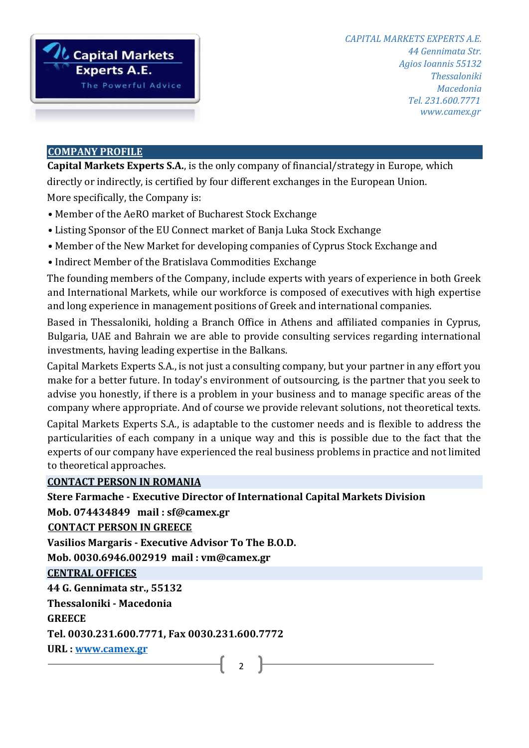Capital Markets Experts A.E.
The Powerful Advice

*CAPITAL MARKETS EXPERTS A.E.*
*44 Gennimata Str.*
*Agios Ioannis 55132*
*Thessaloniki*
*Macedonia*
*Tel. 231.600.7771*
*www.camex.gr*

## COMPANY PROFILE

**Capital Markets Experts S.A.**, is the only company of financial/strategy in Europe, which directly or indirectly, is certified by four different exchanges in the European Union.

More specifically, the Company is:

- Member of the AeRO market of Bucharest Stock Exchange
- Listing Sponsor of the EU Connect market of Banja Luka Stock Exchange
- Member of the New Market for developing companies of Cyprus Stock Exchange and
- Indirect Member of the Bratislava Commodities Exchange

The founding members of the Company, include experts with years of experience in both Greek and International Markets, while our workforce is composed of executives with high expertise and long experience in management positions of Greek and international companies.

Based in Thessaloniki, holding a Branch Office in Athens and affiliated companies in Cyprus, Bulgaria, UAE and Bahrain we are able to provide consulting services regarding international investments, having leading expertise in the Balkans.

Capital Markets Experts S.A., is not just a consulting company, but your partner in any effort you make for a better future. In today's environment of outsourcing, is the partner that you seek to advise you honestly, if there is a problem in your business and to manage specific areas of the company where appropriate. And of course we provide relevant solutions, not theoretical texts.

Capital Markets Experts S.A., is adaptable to the customer needs and is flexible to address the particularities of each company in a unique way and this is possible due to the fact that the experts of our company have experienced the real business problems in practice and not limited to theoretical approaches.

## CONTACT PERSON IN ROMANIA

**Stere Farmache - Executive Director of International Capital Markets Division**

**Mob. 074434849 mail : sf@camex.gr**

## CONTACT PERSON IN GREECE

**Vasilios Margaris - Executive Advisor To The B.O.D.**

**Mob. 0030.6946.002919 mail : vm@camex.gr**

## CENTRAL OFFICES

**44 G. Gennimata str., 55132**

**Thessaloniki - Macedonia**

**GREECE**

**Tel. 0030.231.600.7771, Fax 0030.231.600.7772**

**URL : www.camex.gr**